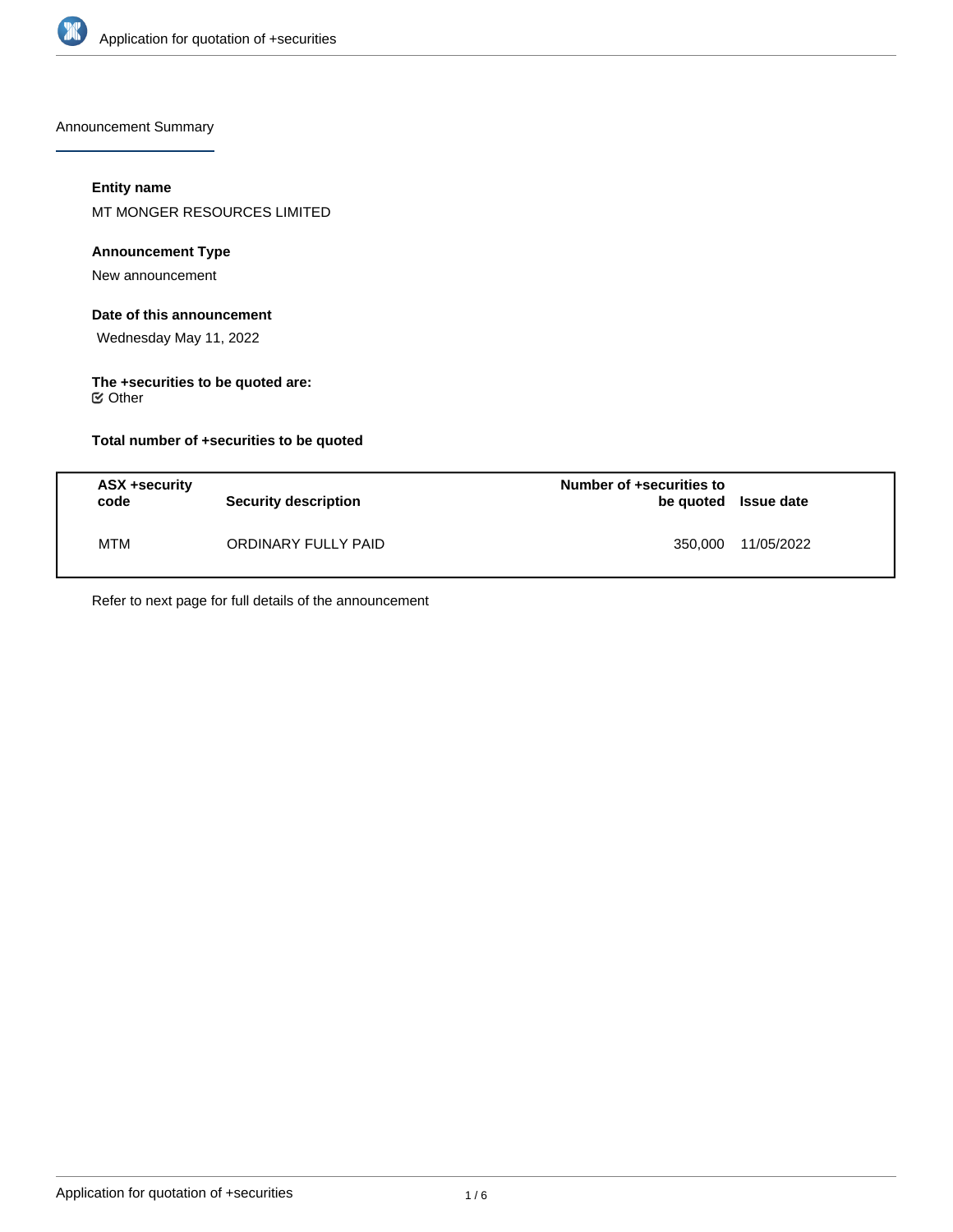# Application for quotation of +securities

## Announcement Summary

### Entity name

MT MONGER RESOURCES LIMITED

### Announcement Type

New announcement

### Date of this announcement

Wednesday May 11, 2022

### The +securities to be quoted are:

☑ Other

### Total number of +securities to be quoted

| ASX +security code | Security description | Number of +securities to be quoted | Issue date |
|---|---|---|---|
| MTM | ORDINARY FULLY PAID | 350,000 | 11/05/2022 |

Refer to next page for full details of the announcement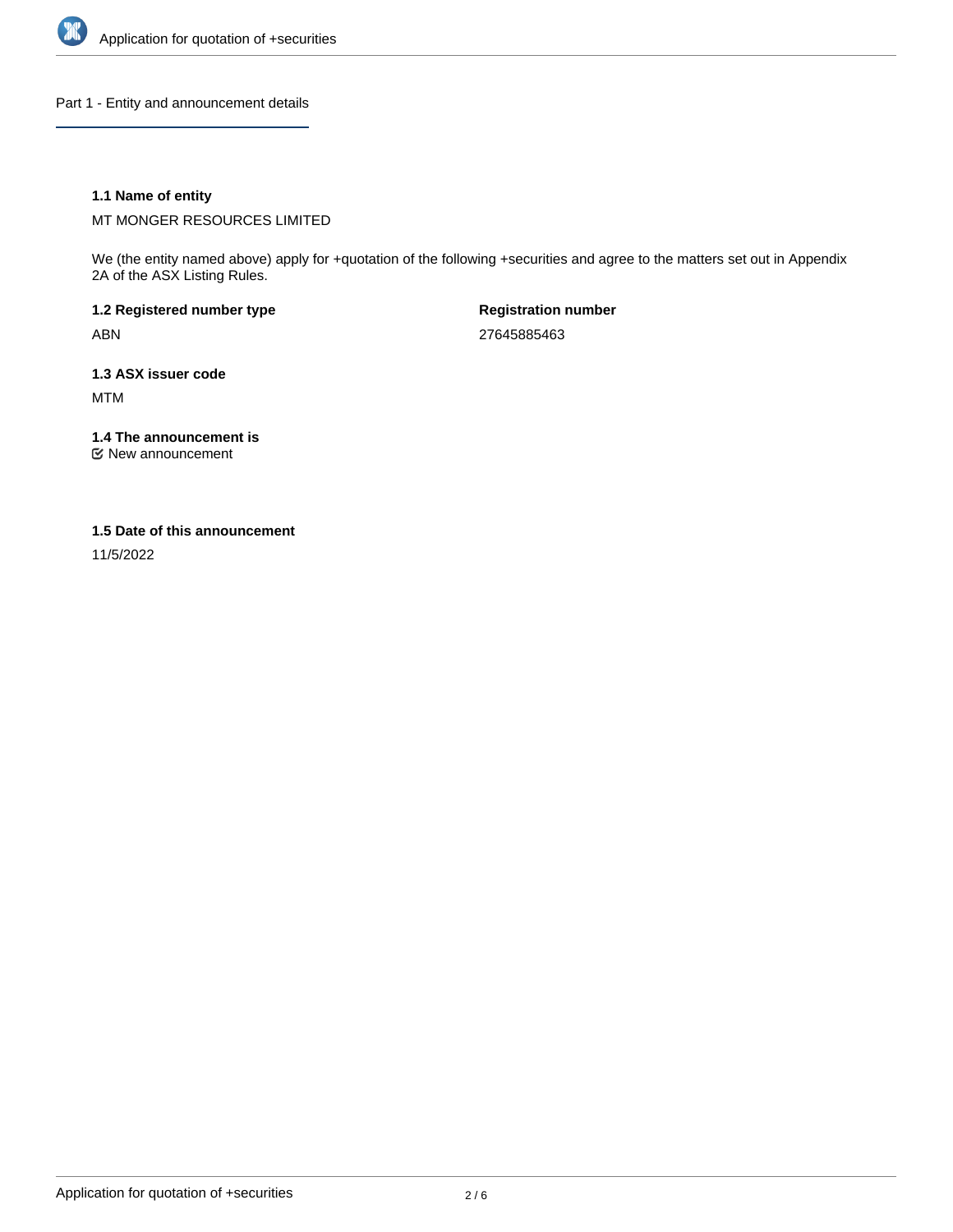## Part 1 - Entity and announcement details

### 1.1 Name of entity

MT MONGER RESOURCES LIMITED

We (the entity named above) apply for +quotation of the following +securities and agree to the matters set out in Appendix 2A of the ASX Listing Rules.

| 1.2 Registered number type | Registration number |
|---|---|
| ABN | 27645885463 |

### 1.3 ASX issuer code

MTM

### 1.4 The announcement is

☑ New announcement

### 1.5 Date of this announcement

11/5/2022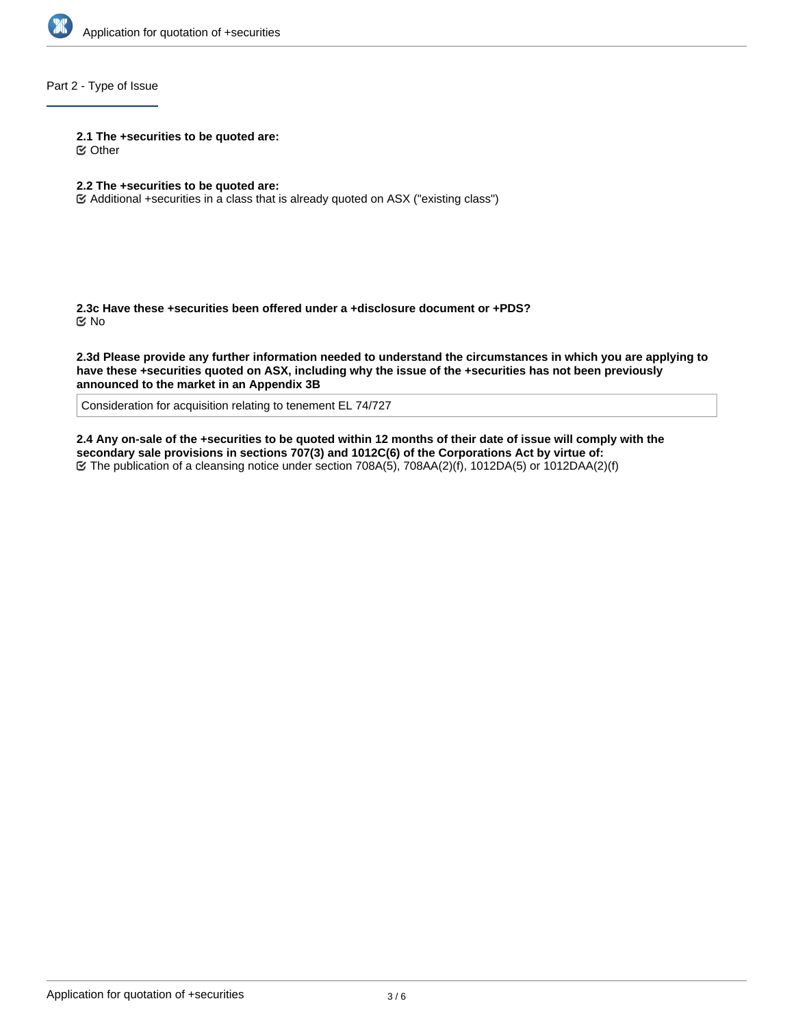## Part 2 - Type of Issue

**2.1 The +securities to be quoted are:**
☑ Other

**2.2 The +securities to be quoted are:**
☑ Additional +securities in a class that is already quoted on ASX ("existing class")

**2.3c Have these +securities been offered under a +disclosure document or +PDS?**
☑ No

**2.3d Please provide any further information needed to understand the circumstances in which you are applying to have these +securities quoted on ASX, including why the issue of the +securities has not been previously announced to the market in an Appendix 3B**

Consideration for acquisition relating to tenement EL 74/727

**2.4 Any on-sale of the +securities to be quoted within 12 months of their date of issue will comply with the secondary sale provisions in sections 707(3) and 1012C(6) of the Corporations Act by virtue of:**
☑ The publication of a cleansing notice under section 708A(5), 708AA(2)(f), 1012DA(5) or 1012DAA(2)(f)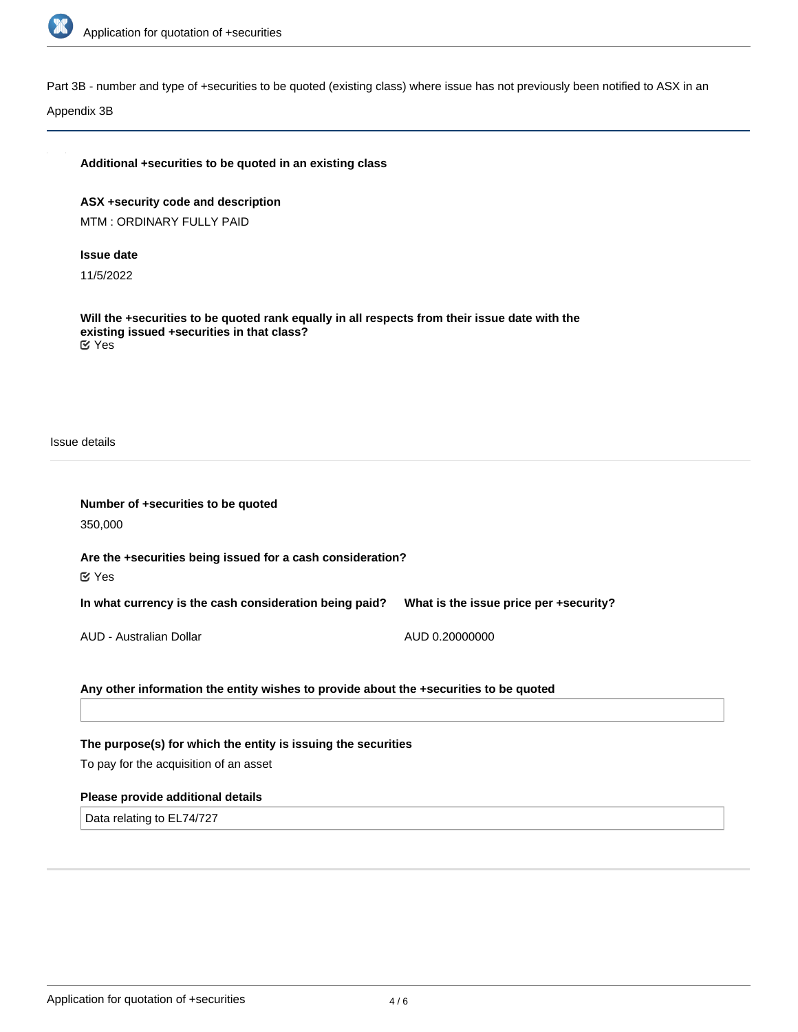Part 3B - number and type of +securities to be quoted (existing class) where issue has not previously been notified to ASX in an Appendix 3B

**Additional +securities to be quoted in an existing class**

**ASX +security code and description**

MTM : ORDINARY FULLY PAID

**Issue date**

11/5/2022

**Will the +securities to be quoted rank equally in all respects from their issue date with the existing issued +securities in that class?**

Yes

Issue details

**Number of +securities to be quoted**

350,000

**Are the +securities being issued for a cash consideration?**

Yes

| In what currency is the cash consideration being paid? | What is the issue price per +security? |
| --- | --- |
| AUD - Australian Dollar | AUD 0.20000000 |

**Any other information the entity wishes to provide about the +securities to be quoted**

**The purpose(s) for which the entity is issuing the securities**

To pay for the acquisition of an asset

**Please provide additional details**

Data relating to EL74/727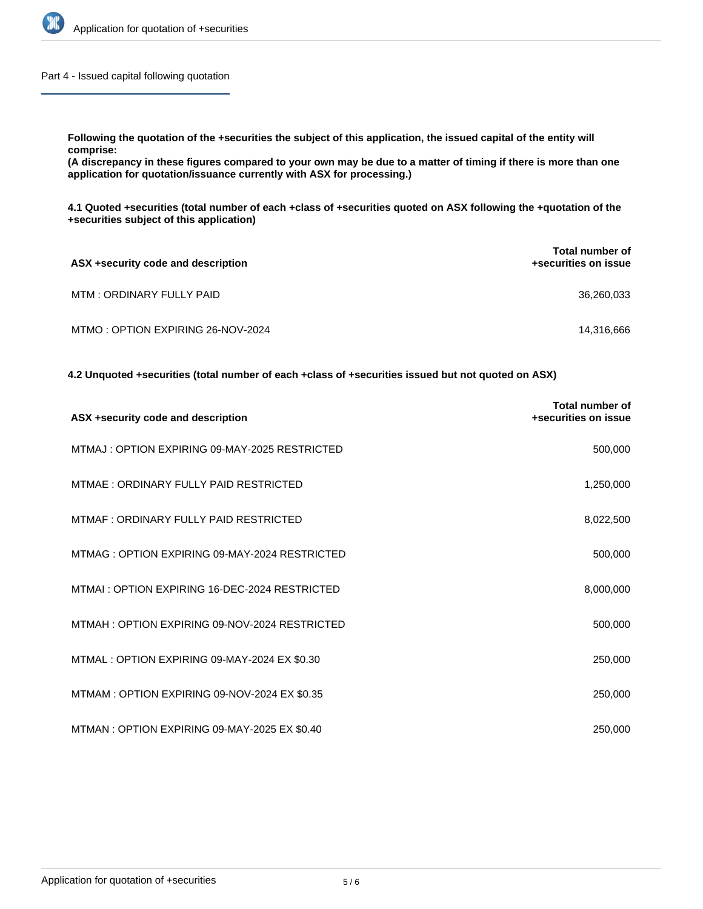## Part 4 - Issued capital following quotation

**Following the quotation of the +securities the subject of this application, the issued capital of the entity will comprise:**
**(A discrepancy in these figures compared to your own may be due to a matter of timing if there is more than one application for quotation/issuance currently with ASX for processing.)**

**4.1 Quoted +securities (total number of each +class of +securities quoted on ASX following the +quotation of the +securities subject of this application)**

| ASX +security code and description | Total number of +securities on issue |
|---|---|
| MTM : ORDINARY FULLY PAID | 36,260,033 |
| MTMO : OPTION EXPIRING 26-NOV-2024 | 14,316,666 |

**4.2 Unquoted +securities (total number of each +class of +securities issued but not quoted on ASX)**

| ASX +security code and description | Total number of +securities on issue |
|---|---|
| MTMAJ : OPTION EXPIRING 09-MAY-2025 RESTRICTED | 500,000 |
| MTMAE : ORDINARY FULLY PAID RESTRICTED | 1,250,000 |
| MTMAF : ORDINARY FULLY PAID RESTRICTED | 8,022,500 |
| MTMAG : OPTION EXPIRING 09-MAY-2024 RESTRICTED | 500,000 |
| MTMAI : OPTION EXPIRING 16-DEC-2024 RESTRICTED | 8,000,000 |
| MTMAH : OPTION EXPIRING 09-NOV-2024 RESTRICTED | 500,000 |
| MTMAL : OPTION EXPIRING 09-MAY-2024 EX $0.30 | 250,000 |
| MTMAM : OPTION EXPIRING 09-NOV-2024 EX $0.35 | 250,000 |
| MTMAN : OPTION EXPIRING 09-MAY-2025 EX $0.40 | 250,000 |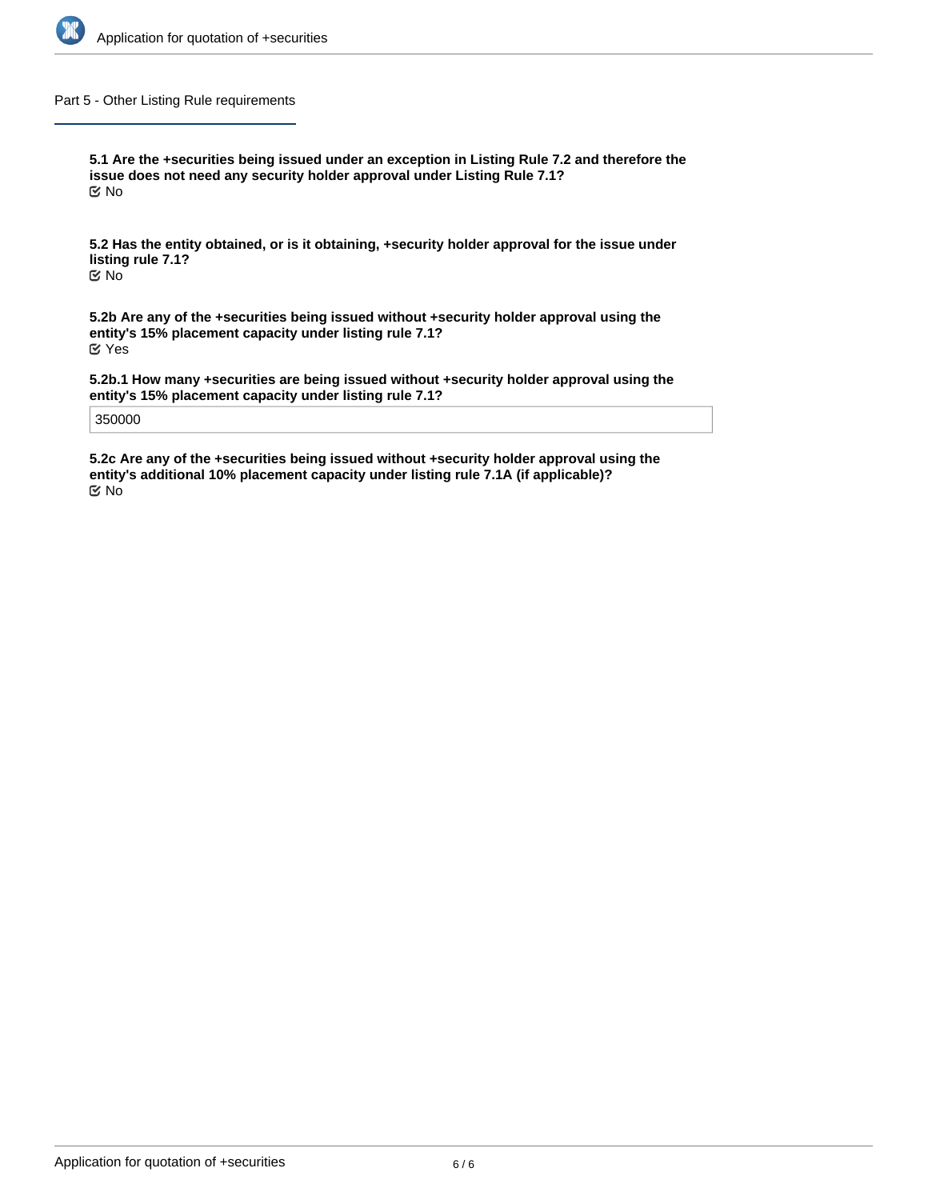## Part 5 - Other Listing Rule requirements

**5.1 Are the +securities being issued under an exception in Listing Rule 7.2 and therefore the issue does not need any security holder approval under Listing Rule 7.1?**

No

**5.2 Has the entity obtained, or is it obtaining, +security holder approval for the issue under listing rule 7.1?**

No

**5.2b Are any of the +securities being issued without +security holder approval using the entity's 15% placement capacity under listing rule 7.1?**

Yes

**5.2b.1 How many +securities are being issued without +security holder approval using the entity's 15% placement capacity under listing rule 7.1?**

350000

**5.2c Are any of the +securities being issued without +security holder approval using the entity's additional 10% placement capacity under listing rule 7.1A (if applicable)?**

No